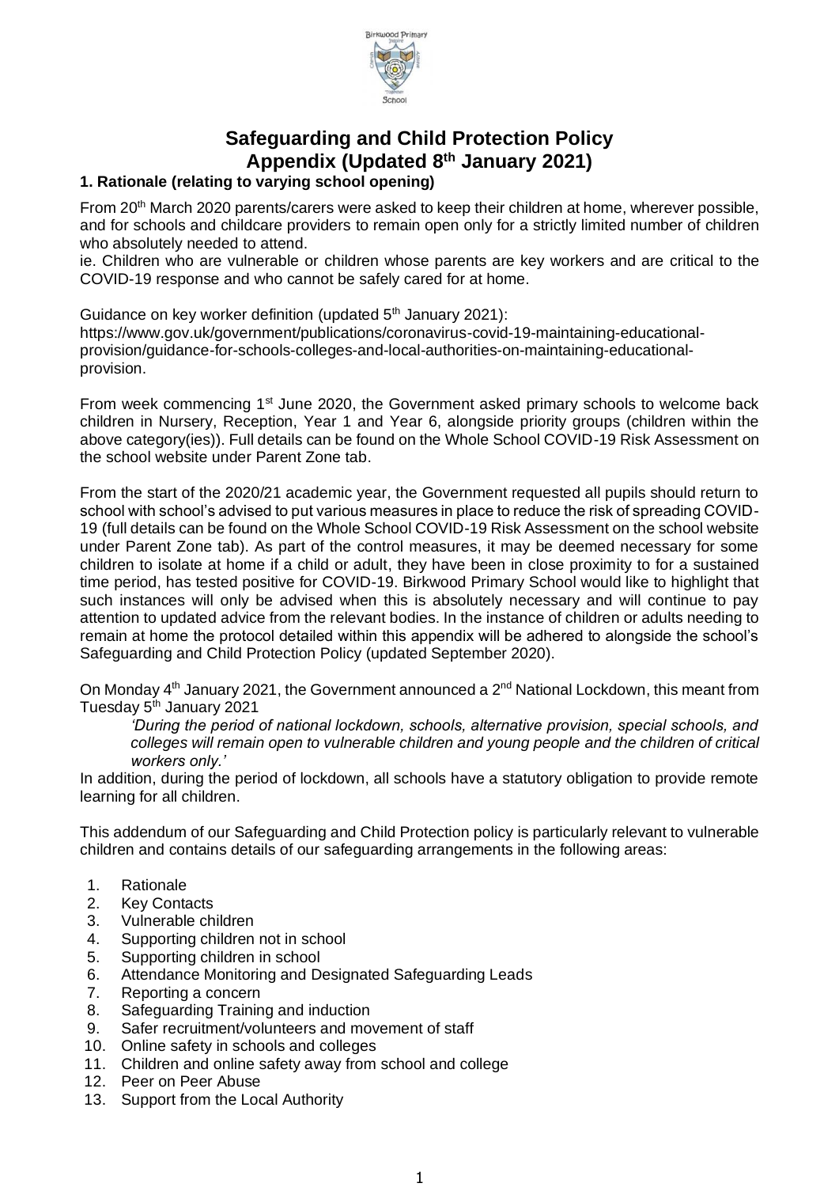# Safeguarding and Child Protection Policy Appendix (Updated 8th January 2021)

## 1. Rationale (relating to varying school opening)

From 20th March 2020 parents/carers were asked to keep their children at home, wherever possible, and for schools and childcare providers to remain open only for a strictly limited number of children who absolutely needed to attend.
ie. Children who are vulnerable or children whose parents are key workers and are critical to the COVID-19 response and who cannot be safely cared for at home.

Guidance on key worker definition (updated 5th January 2021):
https://www.gov.uk/government/publications/coronavirus-covid-19-maintaining-educational-provision/guidance-for-schools-colleges-and-local-authorities-on-maintaining-educational-provision.

From week commencing 1st June 2020, the Government asked primary schools to welcome back children in Nursery, Reception, Year 1 and Year 6, alongside priority groups (children within the above category(ies)). Full details can be found on the Whole School COVID-19 Risk Assessment on the school website under Parent Zone tab.

From the start of the 2020/21 academic year, the Government requested all pupils should return to school with school's advised to put various measures in place to reduce the risk of spreading COVID-19 (full details can be found on the Whole School COVID-19 Risk Assessment on the school website under Parent Zone tab). As part of the control measures, it may be deemed necessary for some children to isolate at home if a child or adult, they have been in close proximity to for a sustained time period, has tested positive for COVID-19. Birkwood Primary School would like to highlight that such instances will only be advised when this is absolutely necessary and will continue to pay attention to updated advice from the relevant bodies. In the instance of children or adults needing to remain at home the protocol detailed within this appendix will be adhered to alongside the school's Safeguarding and Child Protection Policy (updated September 2020).

On Monday 4th January 2021, the Government announced a 2nd National Lockdown, this meant from Tuesday 5th January 2021

> *'During the period of national lockdown, schools, alternative provision, special schools, and colleges will remain open to vulnerable children and young people and the children of critical workers only.'*

In addition, during the period of lockdown, all schools have a statutory obligation to provide remote learning for all children.

This addendum of our Safeguarding and Child Protection policy is particularly relevant to vulnerable children and contains details of our safeguarding arrangements in the following areas:

1. Rationale
2. Key Contacts
3. Vulnerable children
4. Supporting children not in school
5. Supporting children in school
6. Attendance Monitoring and Designated Safeguarding Leads
7. Reporting a concern
8. Safeguarding Training and induction
9. Safer recruitment/volunteers and movement of staff
10. Online safety in schools and colleges
11. Children and online safety away from school and college
12. Peer on Peer Abuse
13. Support from the Local Authority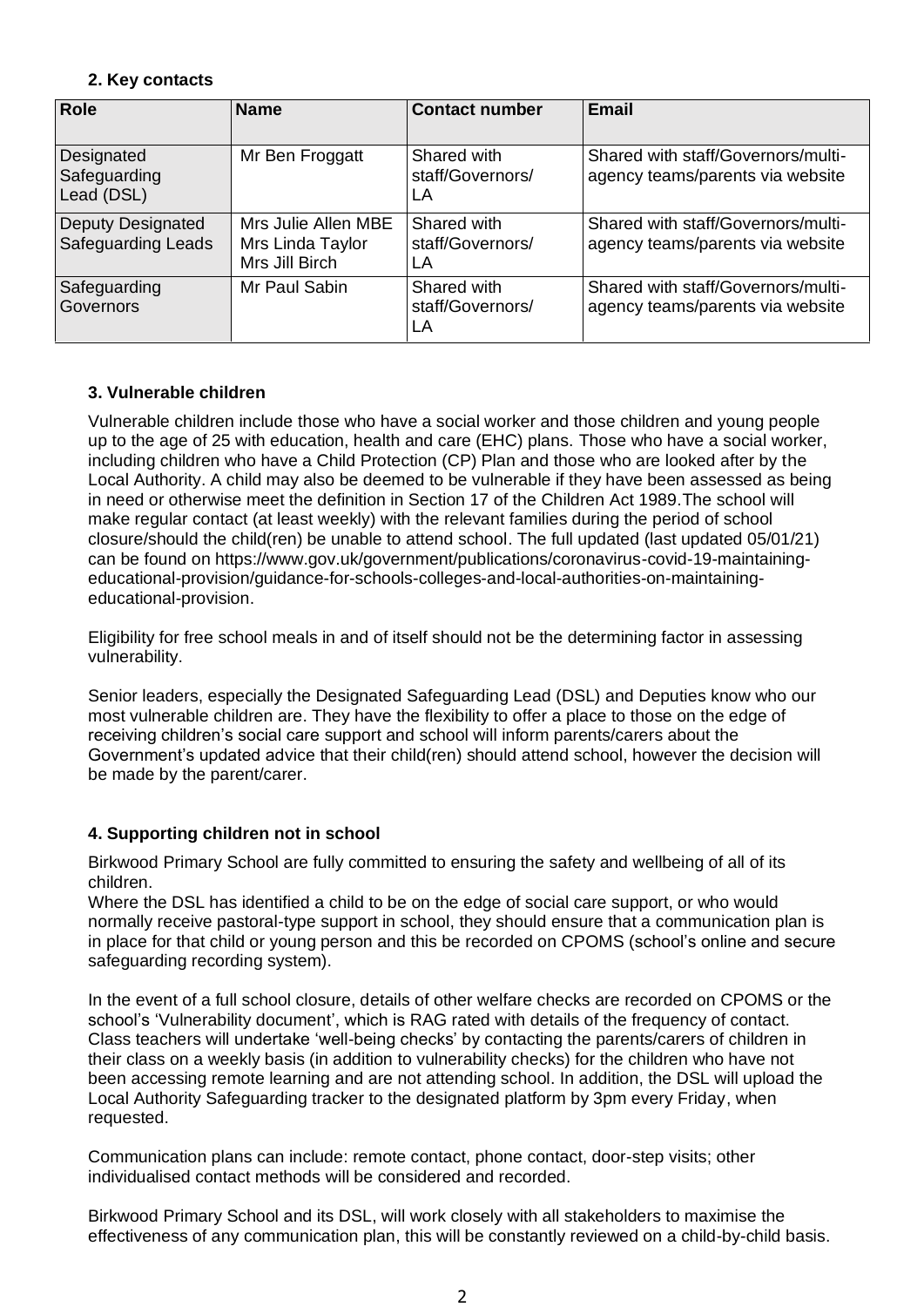### 2. Key contacts

| Role | Name | Contact number | Email |
|---|---|---|---|
| Designated Safeguarding Lead (DSL) | Mr Ben Froggatt | Shared with staff/Governors/ LA | Shared with staff/Governors/multi-agency teams/parents via website |
| Deputy Designated Safeguarding Leads | Mrs Julie Allen MBE<br>Mrs Linda Taylor<br>Mrs Jill Birch | Shared with staff/Governors/ LA | Shared with staff/Governors/multi-agency teams/parents via website |
| Safeguarding Governors | Mr Paul Sabin | Shared with staff/Governors/ LA | Shared with staff/Governors/multi-agency teams/parents via website |

### 3. Vulnerable children

Vulnerable children include those who have a social worker and those children and young people up to the age of 25 with education, health and care (EHC) plans. Those who have a social worker, including children who have a Child Protection (CP) Plan and those who are looked after by the Local Authority. A child may also be deemed to be vulnerable if they have been assessed as being in need or otherwise meet the definition in Section 17 of the Children Act 1989.The school will make regular contact (at least weekly) with the relevant families during the period of school closure/should the child(ren) be unable to attend school. The full updated (last updated 05/01/21) can be found on https://www.gov.uk/government/publications/coronavirus-covid-19-maintaining-educational-provision/guidance-for-schools-colleges-and-local-authorities-on-maintaining-educational-provision.

Eligibility for free school meals in and of itself should not be the determining factor in assessing vulnerability.

Senior leaders, especially the Designated Safeguarding Lead (DSL) and Deputies know who our most vulnerable children are. They have the flexibility to offer a place to those on the edge of receiving children's social care support and school will inform parents/carers about the Government's updated advice that their child(ren) should attend school, however the decision will be made by the parent/carer.

### 4. Supporting children not in school

Birkwood Primary School are fully committed to ensuring the safety and wellbeing of all of its children.
Where the DSL has identified a child to be on the edge of social care support, or who would normally receive pastoral-type support in school, they should ensure that a communication plan is in place for that child or young person and this be recorded on CPOMS (school's online and secure safeguarding recording system).

In the event of a full school closure, details of other welfare checks are recorded on CPOMS or the school's 'Vulnerability document', which is RAG rated with details of the frequency of contact. Class teachers will undertake 'well-being checks' by contacting the parents/carers of children in their class on a weekly basis (in addition to vulnerability checks) for the children who have not been accessing remote learning and are not attending school. In addition, the DSL will upload the Local Authority Safeguarding tracker to the designated platform by 3pm every Friday, when requested.

Communication plans can include: remote contact, phone contact, door-step visits; other individualised contact methods will be considered and recorded.

Birkwood Primary School and its DSL, will work closely with all stakeholders to maximise the effectiveness of any communication plan, this will be constantly reviewed on a child-by-child basis.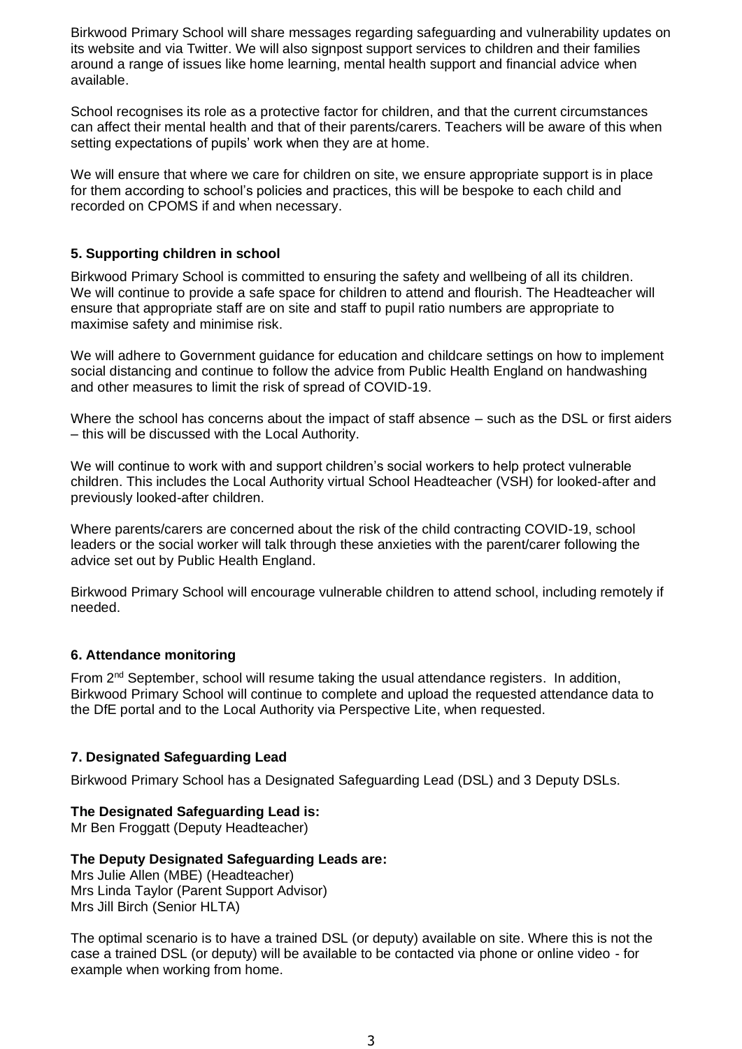Birkwood Primary School will share messages regarding safeguarding and vulnerability updates on its website and via Twitter. We will also signpost support services to children and their families around a range of issues like home learning, mental health support and financial advice when available.

School recognises its role as a protective factor for children, and that the current circumstances can affect their mental health and that of their parents/carers. Teachers will be aware of this when setting expectations of pupils' work when they are at home.

We will ensure that where we care for children on site, we ensure appropriate support is in place for them according to school's policies and practices, this will be bespoke to each child and recorded on CPOMS if and when necessary.

## 5. Supporting children in school

Birkwood Primary School is committed to ensuring the safety and wellbeing of all its children. We will continue to provide a safe space for children to attend and flourish. The Headteacher will ensure that appropriate staff are on site and staff to pupil ratio numbers are appropriate to maximise safety and minimise risk.

We will adhere to Government guidance for education and childcare settings on how to implement social distancing and continue to follow the advice from Public Health England on handwashing and other measures to limit the risk of spread of COVID-19.

Where the school has concerns about the impact of staff absence – such as the DSL or first aiders – this will be discussed with the Local Authority.

We will continue to work with and support children's social workers to help protect vulnerable children. This includes the Local Authority virtual School Headteacher (VSH) for looked-after and previously looked-after children.

Where parents/carers are concerned about the risk of the child contracting COVID-19, school leaders or the social worker will talk through these anxieties with the parent/carer following the advice set out by Public Health England.

Birkwood Primary School will encourage vulnerable children to attend school, including remotely if needed.

## 6. Attendance monitoring

From 2nd September, school will resume taking the usual attendance registers. In addition, Birkwood Primary School will continue to complete and upload the requested attendance data to the DfE portal and to the Local Authority via Perspective Lite, when requested.

## 7. Designated Safeguarding Lead

Birkwood Primary School has a Designated Safeguarding Lead (DSL) and 3 Deputy DSLs.

**The Designated Safeguarding Lead is:**
Mr Ben Froggatt (Deputy Headteacher)

**The Deputy Designated Safeguarding Leads are:**
Mrs Julie Allen (MBE) (Headteacher)
Mrs Linda Taylor (Parent Support Advisor)
Mrs Jill Birch (Senior HLTA)

The optimal scenario is to have a trained DSL (or deputy) available on site. Where this is not the case a trained DSL (or deputy) will be available to be contacted via phone or online video - for example when working from home.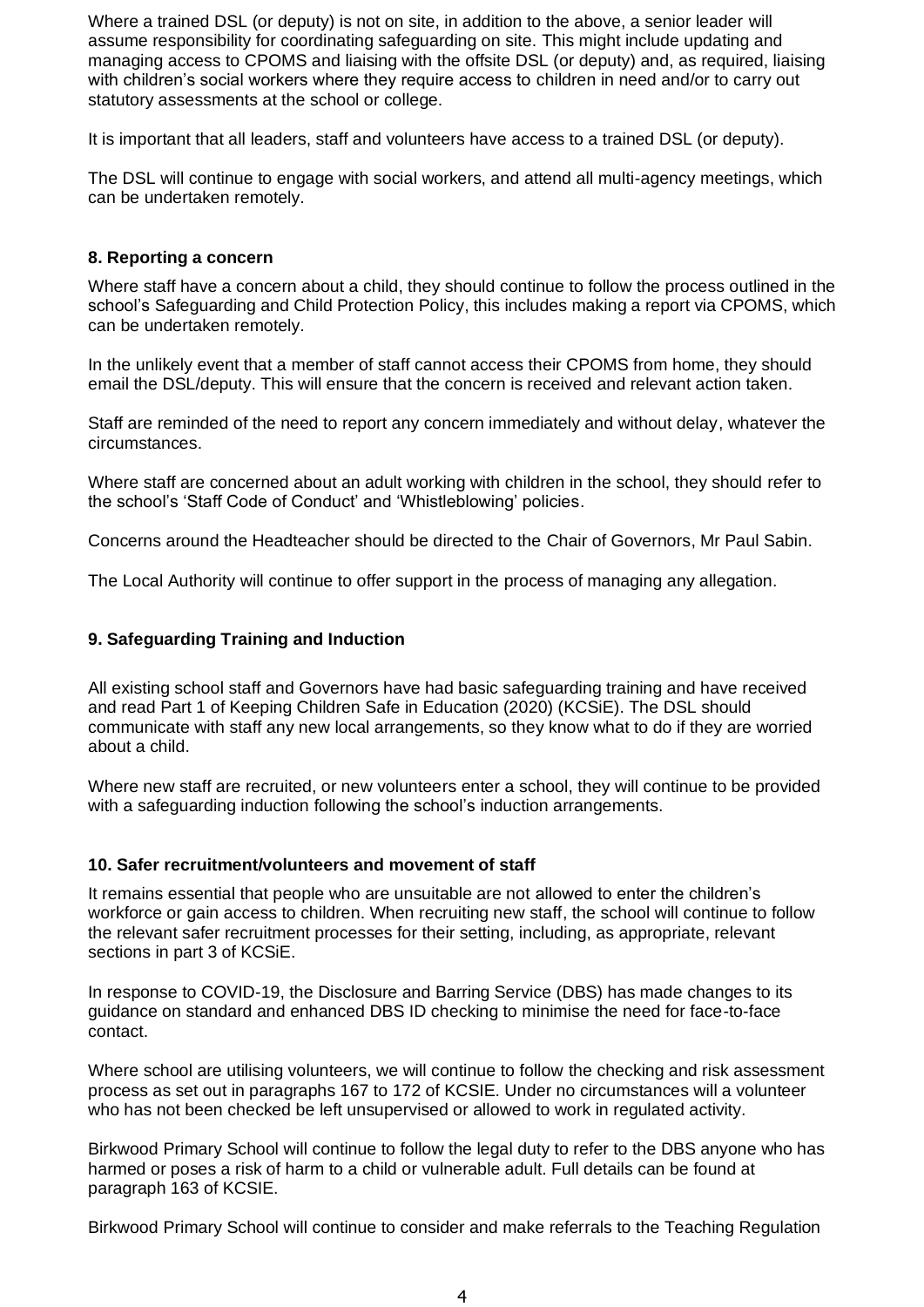Where a trained DSL (or deputy) is not on site, in addition to the above, a senior leader will assume responsibility for coordinating safeguarding on site. This might include updating and managing access to CPOMS and liaising with the offsite DSL (or deputy) and, as required, liaising with children's social workers where they require access to children in need and/or to carry out statutory assessments at the school or college.

It is important that all leaders, staff and volunteers have access to a trained DSL (or deputy).

The DSL will continue to engage with social workers, and attend all multi-agency meetings, which can be undertaken remotely.

### 8. Reporting a concern

Where staff have a concern about a child, they should continue to follow the process outlined in the school's Safeguarding and Child Protection Policy, this includes making a report via CPOMS, which can be undertaken remotely.

In the unlikely event that a member of staff cannot access their CPOMS from home, they should email the DSL/deputy. This will ensure that the concern is received and relevant action taken.

Staff are reminded of the need to report any concern immediately and without delay, whatever the circumstances.

Where staff are concerned about an adult working with children in the school, they should refer to the school's 'Staff Code of Conduct' and 'Whistleblowing' policies.

Concerns around the Headteacher should be directed to the Chair of Governors, Mr Paul Sabin.

The Local Authority will continue to offer support in the process of managing any allegation.

### 9. Safeguarding Training and Induction

All existing school staff and Governors have had basic safeguarding training and have received and read Part 1 of Keeping Children Safe in Education (2020) (KCSiE). The DSL should communicate with staff any new local arrangements, so they know what to do if they are worried about a child.

Where new staff are recruited, or new volunteers enter a school, they will continue to be provided with a safeguarding induction following the school's induction arrangements.

### 10. Safer recruitment/volunteers and movement of staff

It remains essential that people who are unsuitable are not allowed to enter the children's workforce or gain access to children. When recruiting new staff, the school will continue to follow the relevant safer recruitment processes for their setting, including, as appropriate, relevant sections in part 3 of KCSiE.

In response to COVID-19, the Disclosure and Barring Service (DBS) has made changes to its guidance on standard and enhanced DBS ID checking to minimise the need for face-to-face contact.

Where school are utilising volunteers, we will continue to follow the checking and risk assessment process as set out in paragraphs 167 to 172 of KCSIE. Under no circumstances will a volunteer who has not been checked be left unsupervised or allowed to work in regulated activity.

Birkwood Primary School will continue to follow the legal duty to refer to the DBS anyone who has harmed or poses a risk of harm to a child or vulnerable adult. Full details can be found at paragraph 163 of KCSIE.

Birkwood Primary School will continue to consider and make referrals to the Teaching Regulation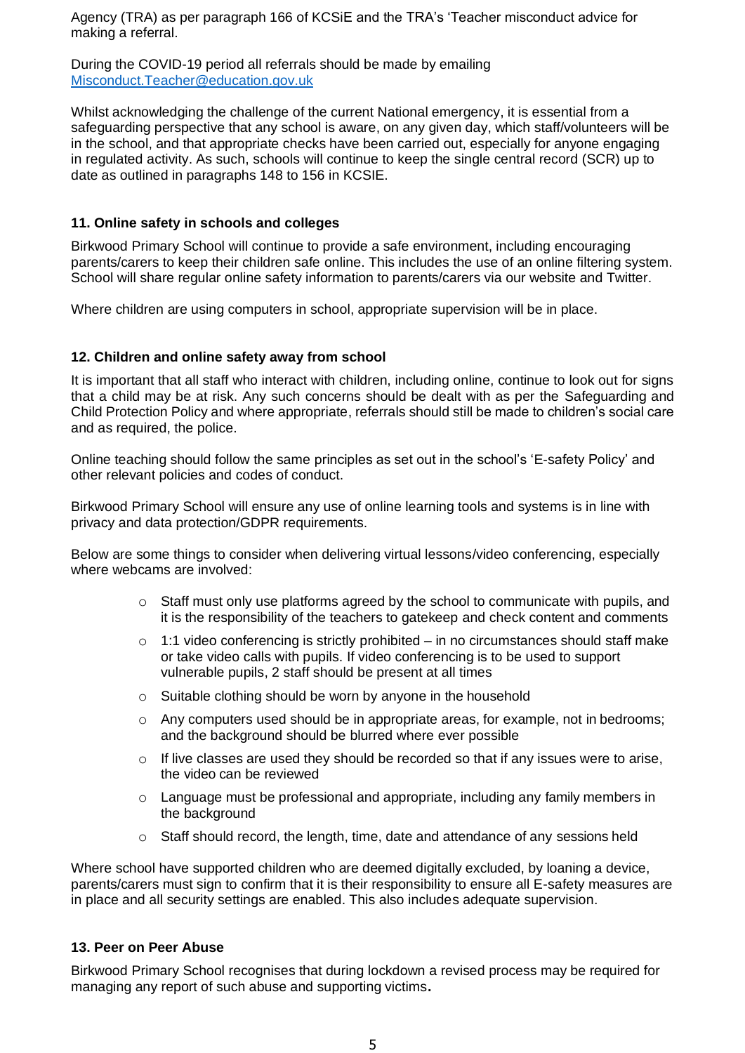Agency (TRA) as per paragraph 166 of KCSiE and the TRA's 'Teacher misconduct advice for making a referral.

During the COVID-19 period all referrals should be made by emailing [Misconduct.Teacher@education.gov.uk](mailto:Misconduct.Teacher@education.gov.uk)

Whilst acknowledging the challenge of the current National emergency, it is essential from a safeguarding perspective that any school is aware, on any given day, which staff/volunteers will be in the school, and that appropriate checks have been carried out, especially for anyone engaging in regulated activity. As such, schools will continue to keep the single central record (SCR) up to date as outlined in paragraphs 148 to 156 in KCSIE.

### 11. Online safety in schools and colleges

Birkwood Primary School will continue to provide a safe environment, including encouraging parents/carers to keep their children safe online. This includes the use of an online filtering system. School will share regular online safety information to parents/carers via our website and Twitter.

Where children are using computers in school, appropriate supervision will be in place.

### 12. Children and online safety away from school

It is important that all staff who interact with children, including online, continue to look out for signs that a child may be at risk. Any such concerns should be dealt with as per the Safeguarding and Child Protection Policy and where appropriate, referrals should still be made to children's social care and as required, the police.

Online teaching should follow the same principles as set out in the school's 'E-safety Policy' and other relevant policies and codes of conduct.

Birkwood Primary School will ensure any use of online learning tools and systems is in line with privacy and data protection/GDPR requirements.

Below are some things to consider when delivering virtual lessons/video conferencing, especially where webcams are involved:

- Staff must only use platforms agreed by the school to communicate with pupils, and it is the responsibility of the teachers to gatekeep and check content and comments
- 1:1 video conferencing is strictly prohibited – in no circumstances should staff make or take video calls with pupils. If video conferencing is to be used to support vulnerable pupils, 2 staff should be present at all times
- Suitable clothing should be worn by anyone in the household
- Any computers used should be in appropriate areas, for example, not in bedrooms; and the background should be blurred where ever possible
- If live classes are used they should be recorded so that if any issues were to arise, the video can be reviewed
- Language must be professional and appropriate, including any family members in the background
- Staff should record, the length, time, date and attendance of any sessions held

Where school have supported children who are deemed digitally excluded, by loaning a device, parents/carers must sign to confirm that it is their responsibility to ensure all E-safety measures are in place and all security settings are enabled. This also includes adequate supervision.

### 13. Peer on Peer Abuse

Birkwood Primary School recognises that during lockdown a revised process may be required for managing any report of such abuse and supporting victims**.**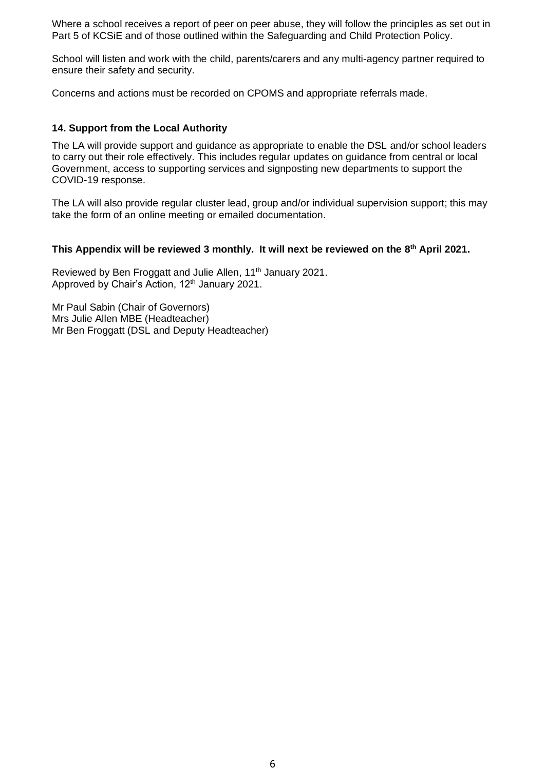Where a school receives a report of peer on peer abuse, they will follow the principles as set out in Part 5 of KCSiE and of those outlined within the Safeguarding and Child Protection Policy.

School will listen and work with the child, parents/carers and any multi-agency partner required to ensure their safety and security.

Concerns and actions must be recorded on CPOMS and appropriate referrals made.

### 14. Support from the Local Authority

The LA will provide support and guidance as appropriate to enable the DSL and/or school leaders to carry out their role effectively. This includes regular updates on guidance from central or local Government, access to supporting services and signposting new departments to support the COVID-19 response.

The LA will also provide regular cluster lead, group and/or individual supervision support; this may take the form of an online meeting or emailed documentation.

**This Appendix will be reviewed 3 monthly. It will next be reviewed on the 8th April 2021.**

Reviewed by Ben Froggatt and Julie Allen, 11th January 2021.
Approved by Chair's Action, 12th January 2021.

Mr Paul Sabin (Chair of Governors)
Mrs Julie Allen MBE (Headteacher)
Mr Ben Froggatt (DSL and Deputy Headteacher)